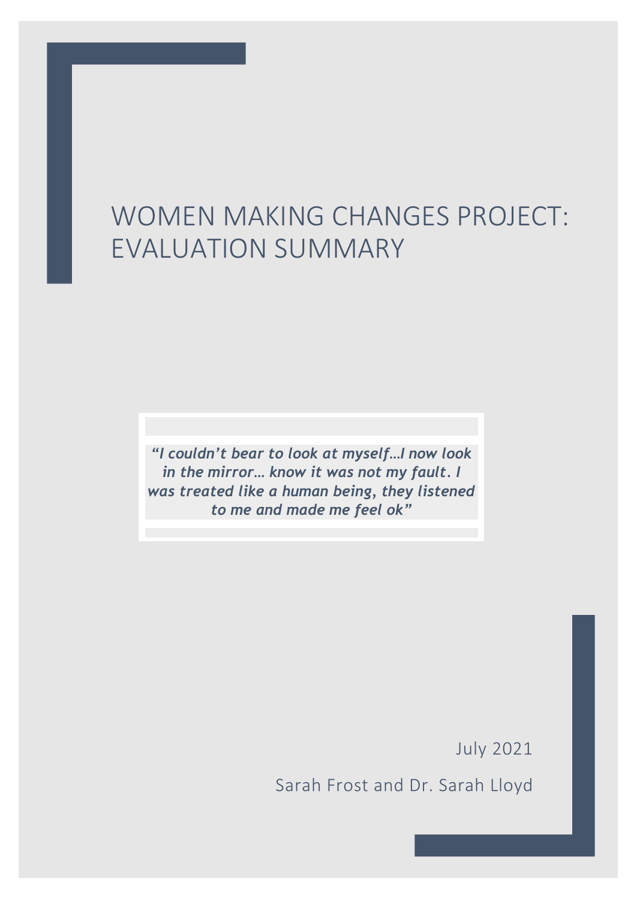# WOMEN MAKING CHANGES PROJECT: EVALUATION SUMMARY

> ***"I couldn't bear to look at myself…I now look in the mirror… know it was not my fault. I was treated like a human being, they listened to me and made me feel ok"***

July 2021

Sarah Frost and Dr. Sarah Lloyd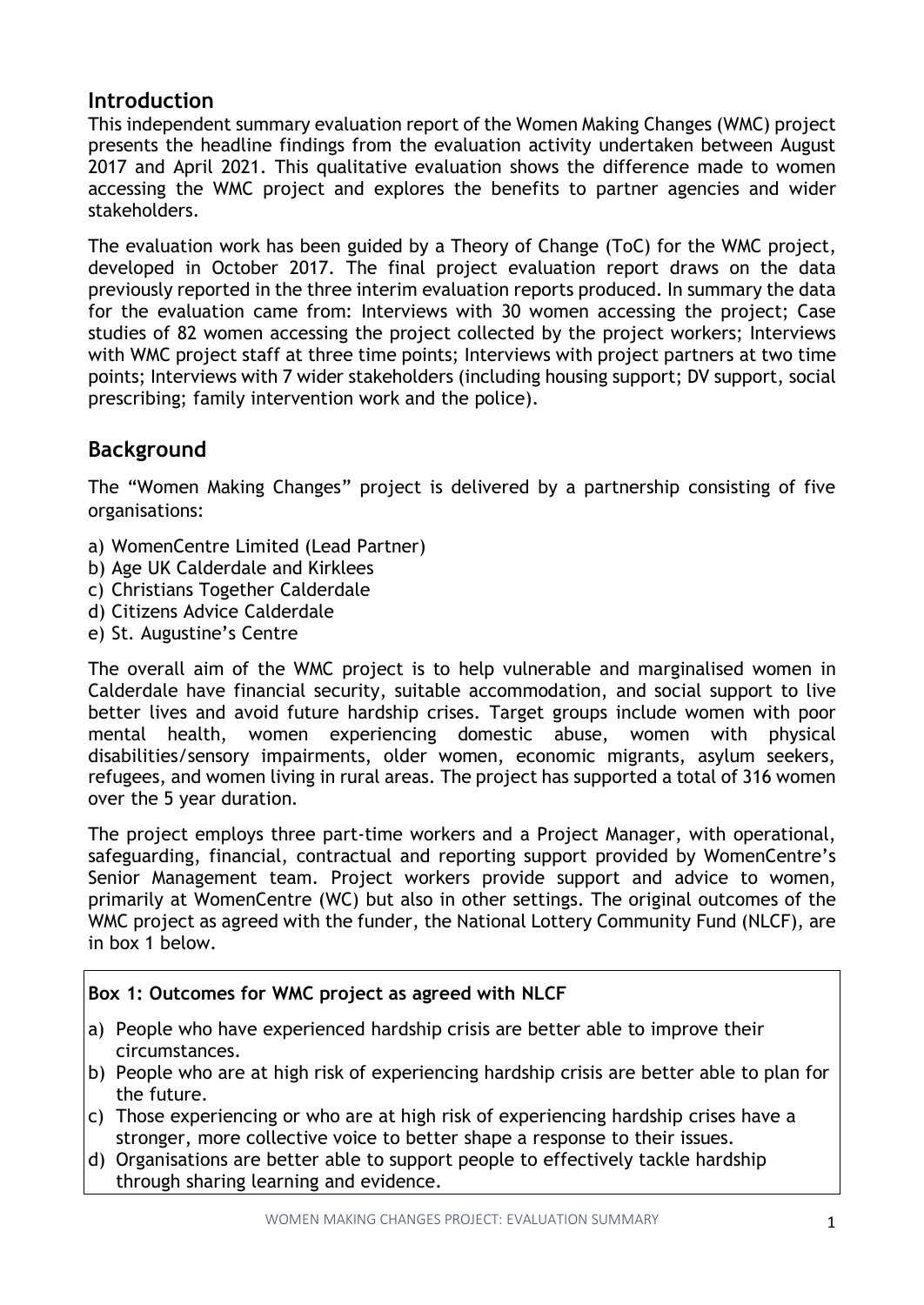## Introduction

This independent summary evaluation report of the Women Making Changes (WMC) project presents the headline findings from the evaluation activity undertaken between August 2017 and April 2021. This qualitative evaluation shows the difference made to women accessing the WMC project and explores the benefits to partner agencies and wider stakeholders.

The evaluation work has been guided by a Theory of Change (ToC) for the WMC project, developed in October 2017. The final project evaluation report draws on the data previously reported in the three interim evaluation reports produced. In summary the data for the evaluation came from: Interviews with 30 women accessing the project; Case studies of 82 women accessing the project collected by the project workers; Interviews with WMC project staff at three time points; Interviews with project partners at two time points; Interviews with 7 wider stakeholders (including housing support; DV support, social prescribing; family intervention work and the police).

## Background

The "Women Making Changes" project is delivered by a partnership consisting of five organisations:

a) WomenCentre Limited (Lead Partner)
b) Age UK Calderdale and Kirklees
c) Christians Together Calderdale
d) Citizens Advice Calderdale
e) St. Augustine's Centre

The overall aim of the WMC project is to help vulnerable and marginalised women in Calderdale have financial security, suitable accommodation, and social support to live better lives and avoid future hardship crises. Target groups include women with poor mental health, women experiencing domestic abuse, women with physical disabilities/sensory impairments, older women, economic migrants, asylum seekers, refugees, and women living in rural areas. The project has supported a total of 316 women over the 5 year duration.

The project employs three part-time workers and a Project Manager, with operational, safeguarding, financial, contractual and reporting support provided by WomenCentre's Senior Management team. Project workers provide support and advice to women, primarily at WomenCentre (WC) but also in other settings. The original outcomes of the WMC project as agreed with the funder, the National Lottery Community Fund (NLCF), are in box 1 below.

**Box 1: Outcomes for WMC project as agreed with NLCF**

a) People who have experienced hardship crisis are better able to improve their circumstances.
b) People who are at high risk of experiencing hardship crisis are better able to plan for the future.
c) Those experiencing or who are at high risk of experiencing hardship crises have a stronger, more collective voice to better shape a response to their issues.
d) Organisations are better able to support people to effectively tackle hardship through sharing learning and evidence.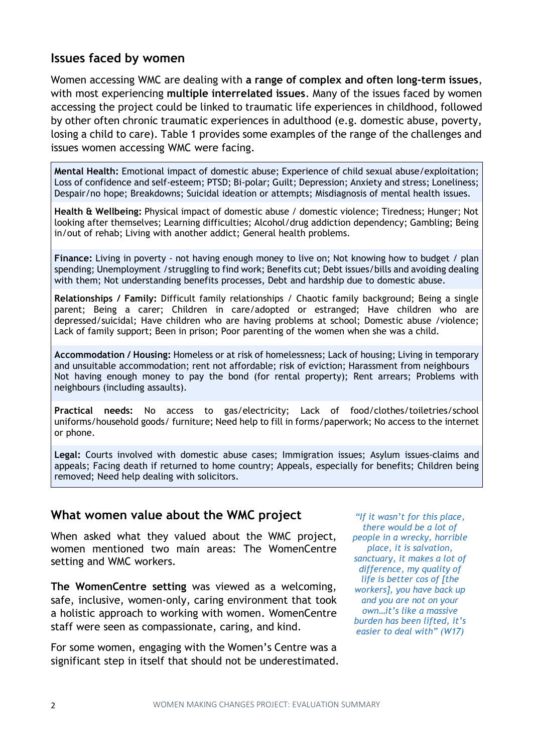## Issues faced by women

Women accessing WMC are dealing with **a range of complex and often long-term issues**, with most experiencing **multiple interrelated issues**. Many of the issues faced by women accessing the project could be linked to traumatic life experiences in childhood, followed by other often chronic traumatic experiences in adulthood (e.g. domestic abuse, poverty, losing a child to care). Table 1 provides some examples of the range of the challenges and issues women accessing WMC were facing.

| |
|---|
| **Mental Health:** Emotional impact of domestic abuse; Experience of child sexual abuse/exploitation; Loss of confidence and self-esteem; PTSD; Bi-polar; Guilt; Depression; Anxiety and stress; Loneliness; Despair/no hope; Breakdowns; Suicidal ideation or attempts; Misdiagnosis of mental health issues. |
| **Health & Wellbeing:** Physical impact of domestic abuse / domestic violence; Tiredness; Hunger; Not looking after themselves; Learning difficulties; Alcohol/drug addiction dependency; Gambling; Being in/out of rehab; Living with another addict; General health problems. |
| **Finance:** Living in poverty - not having enough money to live on; Not knowing how to budget / plan spending; Unemployment /struggling to find work; Benefits cut; Debt issues/bills and avoiding dealing with them; Not understanding benefits processes, Debt and hardship due to domestic abuse. |
| **Relationships / Family:** Difficult family relationships / Chaotic family background; Being a single parent; Being a carer; Children in care/adopted or estranged; Have children who are depressed/suicidal; Have children who are having problems at school; Domestic abuse /violence; Lack of family support; Been in prison; Poor parenting of the women when she was a child. |
| **Accommodation / Housing:** Homeless or at risk of homelessness; Lack of housing; Living in temporary and unsuitable accommodation; rent not affordable; risk of eviction; Harassment from neighbours Not having enough money to pay the bond (for rental property); Rent arrears; Problems with neighbours (including assaults). |
| **Practical needs:** No access to gas/electricity; Lack of food/clothes/toiletries/school uniforms/household goods/ furniture; Need help to fill in forms/paperwork; No access to the internet or phone. |
| **Legal:** Courts involved with domestic abuse cases; Immigration issues; Asylum issues-claims and appeals; Facing death if returned to home country; Appeals, especially for benefits; Children being removed; Need help dealing with solicitors. |

## What women value about the WMC project

When asked what they valued about the WMC project, women mentioned two main areas: The WomenCentre setting and WMC workers.

**The WomenCentre setting** was viewed as a welcoming, safe, inclusive, women-only, caring environment that took a holistic approach to working with women. WomenCentre staff were seen as compassionate, caring, and kind.

For some women, engaging with the Women's Centre was a significant step in itself that should not be underestimated.

*"If it wasn't for this place, there would be a lot of people in a wrecky, horrible place, it is salvation, sanctuary, it makes a lot of difference, my quality of life is better cos of [the workers], you have back up and you are not on your own…it's like a massive burden has been lifted, it's easier to deal with" (W17)*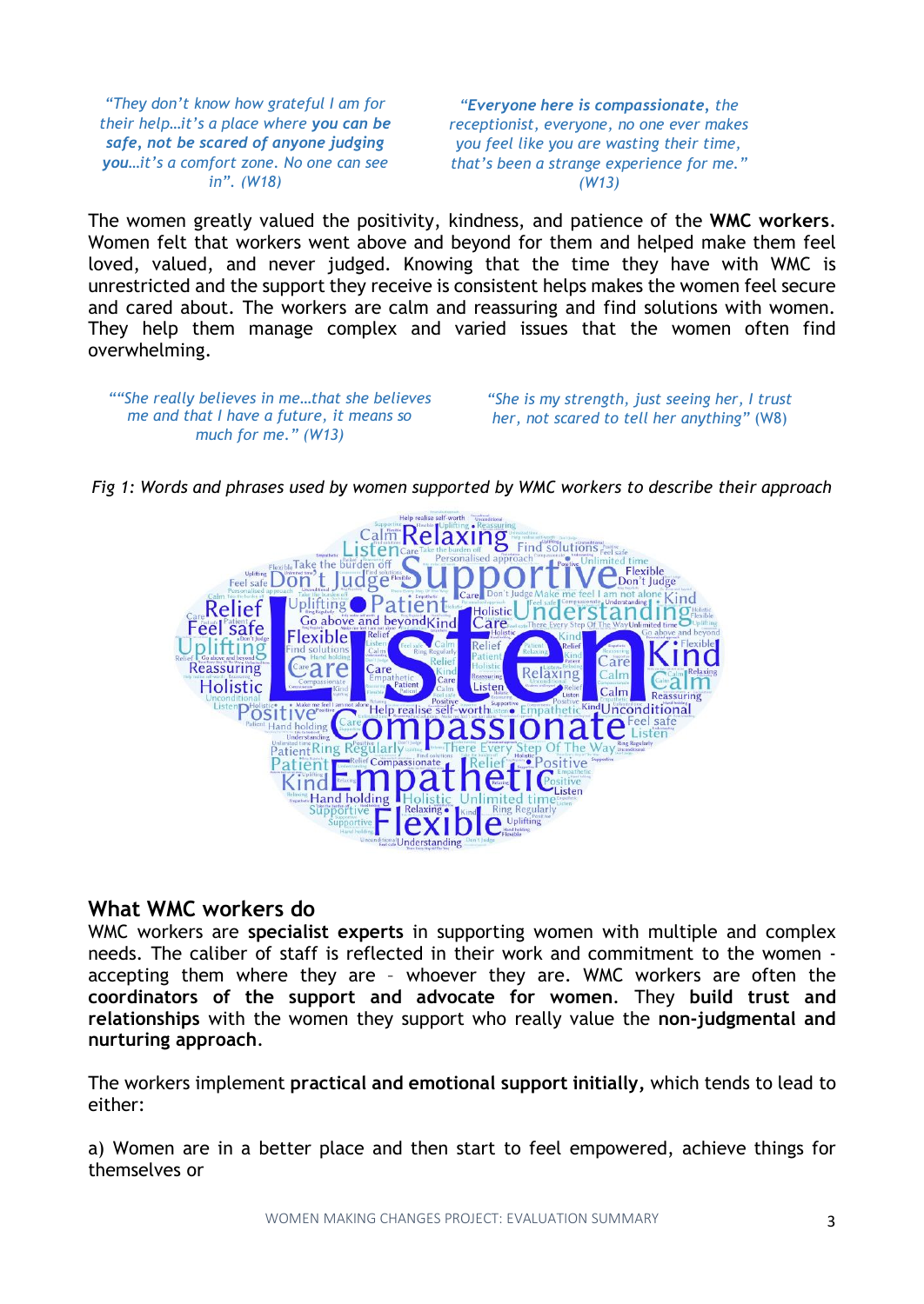*"They don't know how grateful I am for their help…it's a place where **you can be safe, not be scared of anyone judging you**…it's a comfort zone. No one can see in". (W18)*

*"**Everyone here is compassionate,** the receptionist, everyone, no one ever makes you feel like you are wasting their time, that's been a strange experience for me." (W13)*

The women greatly valued the positivity, kindness, and patience of the **WMC workers**. Women felt that workers went above and beyond for them and helped make them feel loved, valued, and never judged. Knowing that the time they have with WMC is unrestricted and the support they receive is consistent helps makes the women feel secure and cared about. The workers are calm and reassuring and find solutions with women. They help them manage complex and varied issues that the women often find overwhelming.

*""She really believes in me…that she believes me and that I have a future, it means so much for me." (W13)*

*"She is my strength, just seeing her, I trust her, not scared to tell her anything"* (W8)

*Fig 1: Words and phrases used by women supported by WMC workers to describe their approach*

## What WMC workers do

WMC workers are **specialist experts** in supporting women with multiple and complex needs. The caliber of staff is reflected in their work and commitment to the women - accepting them where they are – whoever they are. WMC workers are often the **coordinators of the support and advocate for women**. They **build trust and relationships** with the women they support who really value the **non-judgmental and nurturing approach**.

The workers implement **practical and emotional support initially,** which tends to lead to either:

a) Women are in a better place and then start to feel empowered, achieve things for themselves or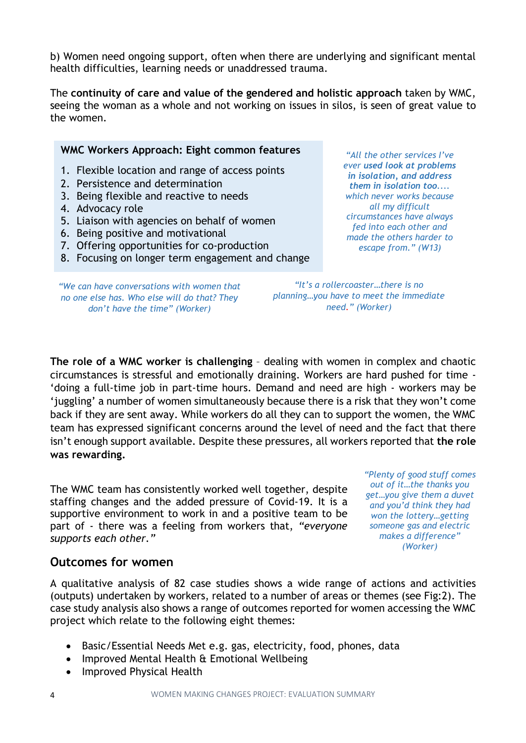b) Women need ongoing support, often when there are underlying and significant mental health difficulties, learning needs or unaddressed trauma.

The **continuity of care and value of the gendered and holistic approach** taken by WMC, seeing the woman as a whole and not working on issues in silos, is seen of great value to the women.

**WMC Workers Approach: Eight common features**

1. Flexible location and range of access points
2. Persistence and determination
3. Being flexible and reactive to needs
4. Advocacy role
5. Liaison with agencies on behalf of women
6. Being positive and motivational
7. Offering opportunities for co-production
8. Focusing on longer term engagement and change

*"All the other services I've ever **used look at problems in isolation, and address them in isolation too**.... which never works because all my difficult circumstances have always fed into each other and made the others harder to escape from." (W13)*

*"We can have conversations with women that no one else has. Who else will do that? They don't have the time" (Worker)*

*"It's a rollercoaster…there is no planning…you have to meet the immediate need." (Worker)*

**The role of a WMC worker is challenging** – dealing with women in complex and chaotic circumstances is stressful and emotionally draining. Workers are hard pushed for time - 'doing a full-time job in part-time hours. Demand and need are high - workers may be 'juggling' a number of women simultaneously because there is a risk that they won't come back if they are sent away. While workers do all they can to support the women, the WMC team has expressed significant concerns around the level of need and the fact that there isn't enough support available. Despite these pressures, all workers reported that **the role was rewarding.**

The WMC team has consistently worked well together, despite staffing changes and the added pressure of Covid-19. It is a supportive environment to work in and a positive team to be part of - there was a feeling from workers that, *"everyone supports each other."*

*"Plenty of good stuff comes out of it…the thanks you get…you give them a duvet and you'd think they had won the lottery…getting someone gas and electric makes a difference" (Worker)*

## Outcomes for women

A qualitative analysis of 82 case studies shows a wide range of actions and activities (outputs) undertaken by workers, related to a number of areas or themes (see Fig:2). The case study analysis also shows a range of outcomes reported for women accessing the WMC project which relate to the following eight themes:

- Basic/Essential Needs Met e.g. gas, electricity, food, phones, data
- Improved Mental Health & Emotional Wellbeing
- Improved Physical Health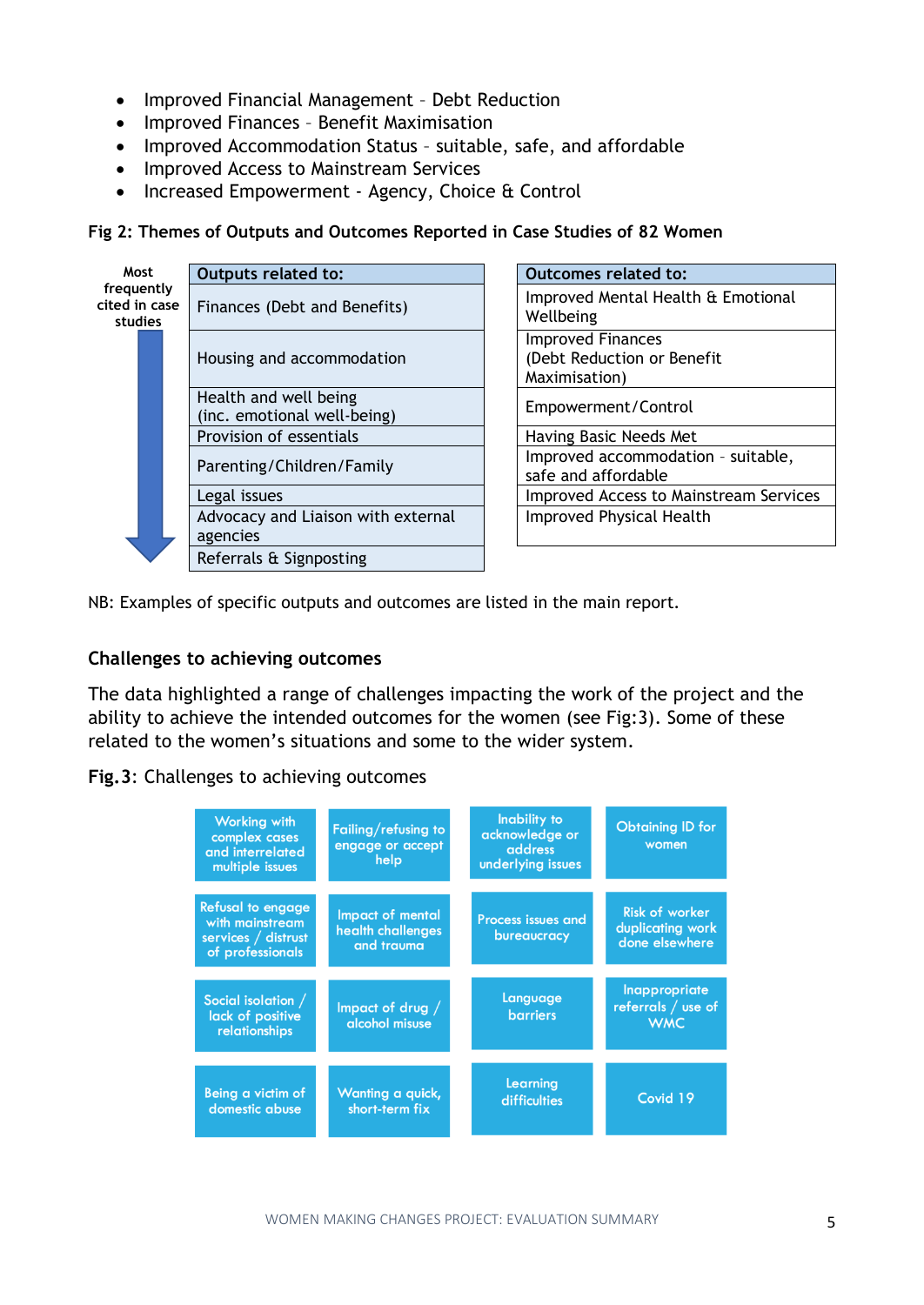- Improved Financial Management – Debt Reduction
- Improved Finances – Benefit Maximisation
- Improved Accommodation Status – suitable, safe, and affordable
- Improved Access to Mainstream Services
- Increased Empowerment - Agency, Choice & Control

**Fig 2: Themes of Outputs and Outcomes Reported in Case Studies of 82 Women**

Most frequently cited in case studies ↓

| Outputs related to: | Outcomes related to: |
|---|---|
| Finances (Debt and Benefits) | Improved Mental Health & Emotional Wellbeing |
| Housing and accommodation | Improved Finances (Debt Reduction or Benefit Maximisation) |
| Health and well being (inc. emotional well-being) | Empowerment/Control |
| Provision of essentials | Having Basic Needs Met |
| Parenting/Children/Family | Improved accommodation – suitable, safe and affordable |
| Legal issues | Improved Access to Mainstream Services |
| Advocacy and Liaison with external agencies | Improved Physical Health |
| Referrals & Signposting | |

NB: Examples of specific outputs and outcomes are listed in the main report.

### Challenges to achieving outcomes

The data highlighted a range of challenges impacting the work of the project and the ability to achieve the intended outcomes for the women (see Fig:3). Some of these related to the women's situations and some to the wider system.

**Fig.3**: Challenges to achieving outcomes

| | | | |
|---|---|---|---|
| Working with complex cases and interrelated multiple issues | Failing/refusing to engage or accept help | Inability to acknowledge or address underlying issues | Obtaining ID for women |
| Refusal to engage with mainstream services / distrust of professionals | Impact of mental health challenges and trauma | Process issues and bureaucracy | Risk of worker duplicating work done elsewhere |
| Social isolation / lack of positive relationships | Impact of drug / alcohol misuse | Language barriers | Inappropriate referrals / use of WMC |
| Being a victim of domestic abuse | Wanting a quick, short-term fix | Learning difficulties | Covid 19 |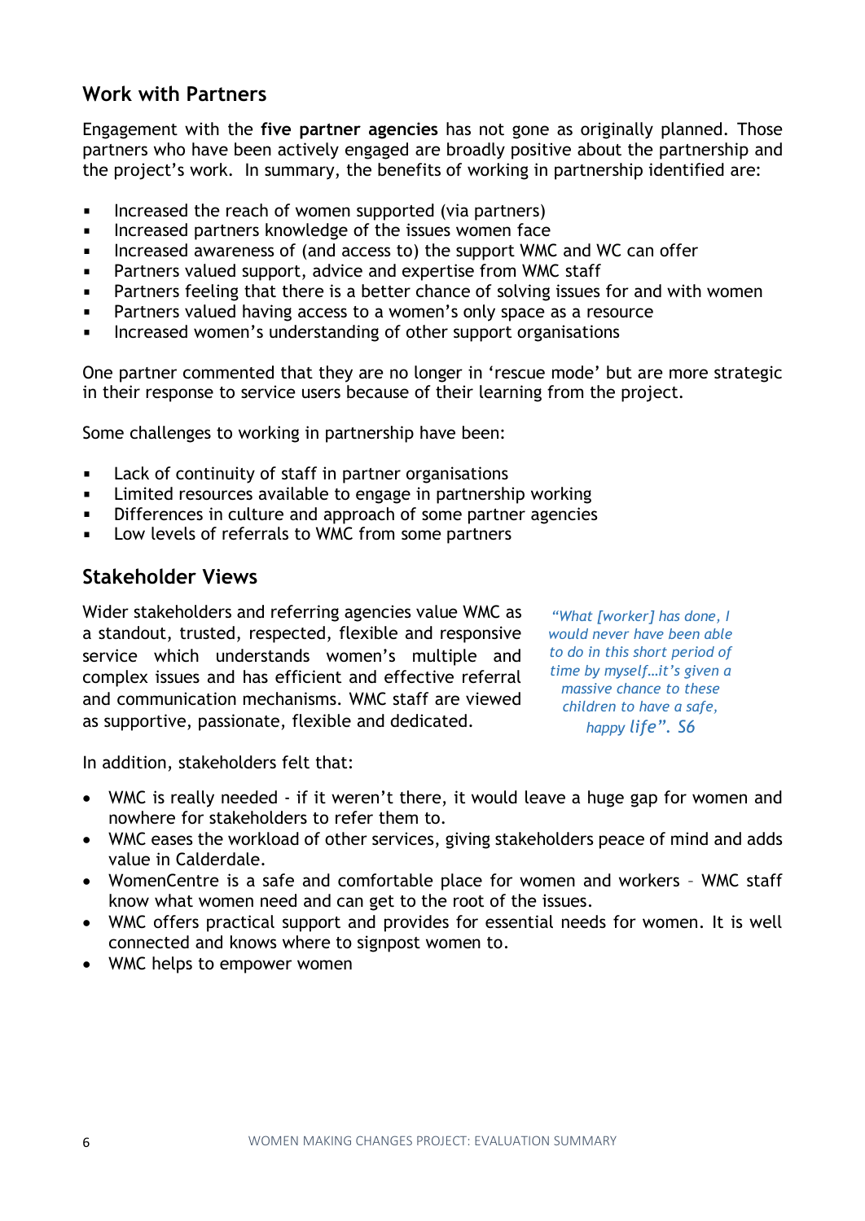## Work with Partners

Engagement with the **five partner agencies** has not gone as originally planned. Those partners who have been actively engaged are broadly positive about the partnership and the project's work. In summary, the benefits of working in partnership identified are:

- Increased the reach of women supported (via partners)
- Increased partners knowledge of the issues women face
- Increased awareness of (and access to) the support WMC and WC can offer
- Partners valued support, advice and expertise from WMC staff
- Partners feeling that there is a better chance of solving issues for and with women
- Partners valued having access to a women's only space as a resource
- Increased women's understanding of other support organisations

One partner commented that they are no longer in 'rescue mode' but are more strategic in their response to service users because of their learning from the project.

Some challenges to working in partnership have been:

- Lack of continuity of staff in partner organisations
- Limited resources available to engage in partnership working
- Differences in culture and approach of some partner agencies
- Low levels of referrals to WMC from some partners

## Stakeholder Views

Wider stakeholders and referring agencies value WMC as a standout, trusted, respected, flexible and responsive service which understands women's multiple and complex issues and has efficient and effective referral and communication mechanisms. WMC staff are viewed as supportive, passionate, flexible and dedicated.

*"What [worker] has done, I would never have been able to do in this short period of time by myself…it's given a massive chance to these children to have a safe, happy life". S6*

In addition, stakeholders felt that:

- WMC is really needed - if it weren't there, it would leave a huge gap for women and nowhere for stakeholders to refer them to.
- WMC eases the workload of other services, giving stakeholders peace of mind and adds value in Calderdale.
- WomenCentre is a safe and comfortable place for women and workers – WMC staff know what women need and can get to the root of the issues.
- WMC offers practical support and provides for essential needs for women. It is well connected and knows where to signpost women to.
- WMC helps to empower women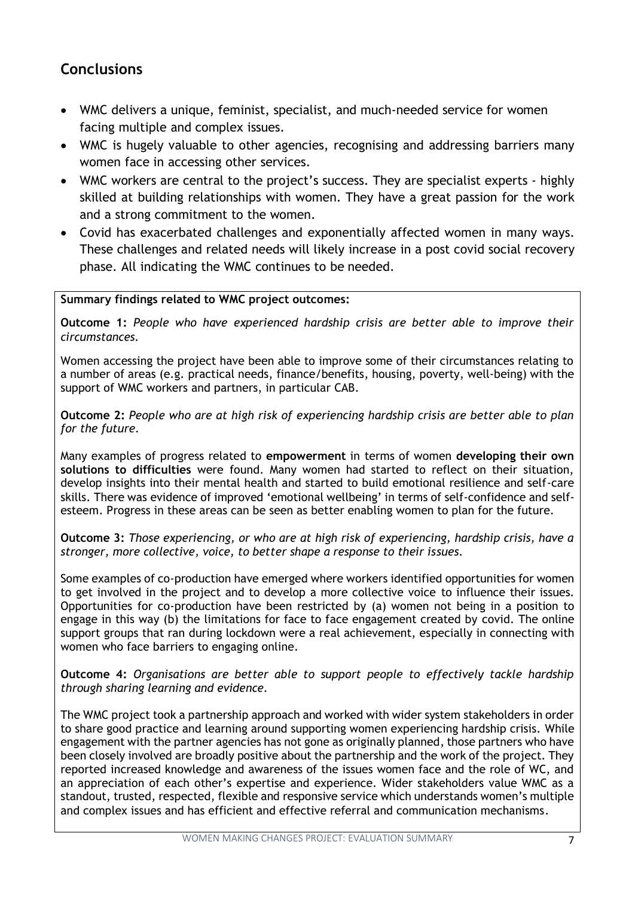## Conclusions

- WMC delivers a unique, feminist, specialist, and much-needed service for women facing multiple and complex issues.
- WMC is hugely valuable to other agencies, recognising and addressing barriers many women face in accessing other services.
- WMC workers are central to the project's success. They are specialist experts - highly skilled at building relationships with women. They have a great passion for the work and a strong commitment to the women.
- Covid has exacerbated challenges and exponentially affected women in many ways. These challenges and related needs will likely increase in a post covid social recovery phase. All indicating the WMC continues to be needed.

**Summary findings related to WMC project outcomes:**

**Outcome 1:** *People who have experienced hardship crisis are better able to improve their circumstances.*

Women accessing the project have been able to improve some of their circumstances relating to a number of areas (e.g. practical needs, finance/benefits, housing, poverty, well-being) with the support of WMC workers and partners, in particular CAB.

**Outcome 2:** *People who are at high risk of experiencing hardship crisis are better able to plan for the future.*

Many examples of progress related to **empowerment** in terms of women **developing their own solutions to difficulties** were found. Many women had started to reflect on their situation, develop insights into their mental health and started to build emotional resilience and self-care skills. There was evidence of improved 'emotional wellbeing' in terms of self-confidence and self-esteem. Progress in these areas can be seen as better enabling women to plan for the future.

**Outcome 3:** *Those experiencing, or who are at high risk of experiencing, hardship crisis, have a stronger, more collective, voice, to better shape a response to their issues.*

Some examples of co-production have emerged where workers identified opportunities for women to get involved in the project and to develop a more collective voice to influence their issues. Opportunities for co-production have been restricted by (a) women not being in a position to engage in this way (b) the limitations for face to face engagement created by covid. The online support groups that ran during lockdown were a real achievement, especially in connecting with women who face barriers to engaging online.

**Outcome 4:** *Organisations are better able to support people to effectively tackle hardship through sharing learning and evidence.*

The WMC project took a partnership approach and worked with wider system stakeholders in order to share good practice and learning around supporting women experiencing hardship crisis. While engagement with the partner agencies has not gone as originally planned, those partners who have been closely involved are broadly positive about the partnership and the work of the project. They reported increased knowledge and awareness of the issues women face and the role of WC, and an appreciation of each other's expertise and experience. Wider stakeholders value WMC as a standout, trusted, respected, flexible and responsive service which understands women's multiple and complex issues and has efficient and effective referral and communication mechanisms.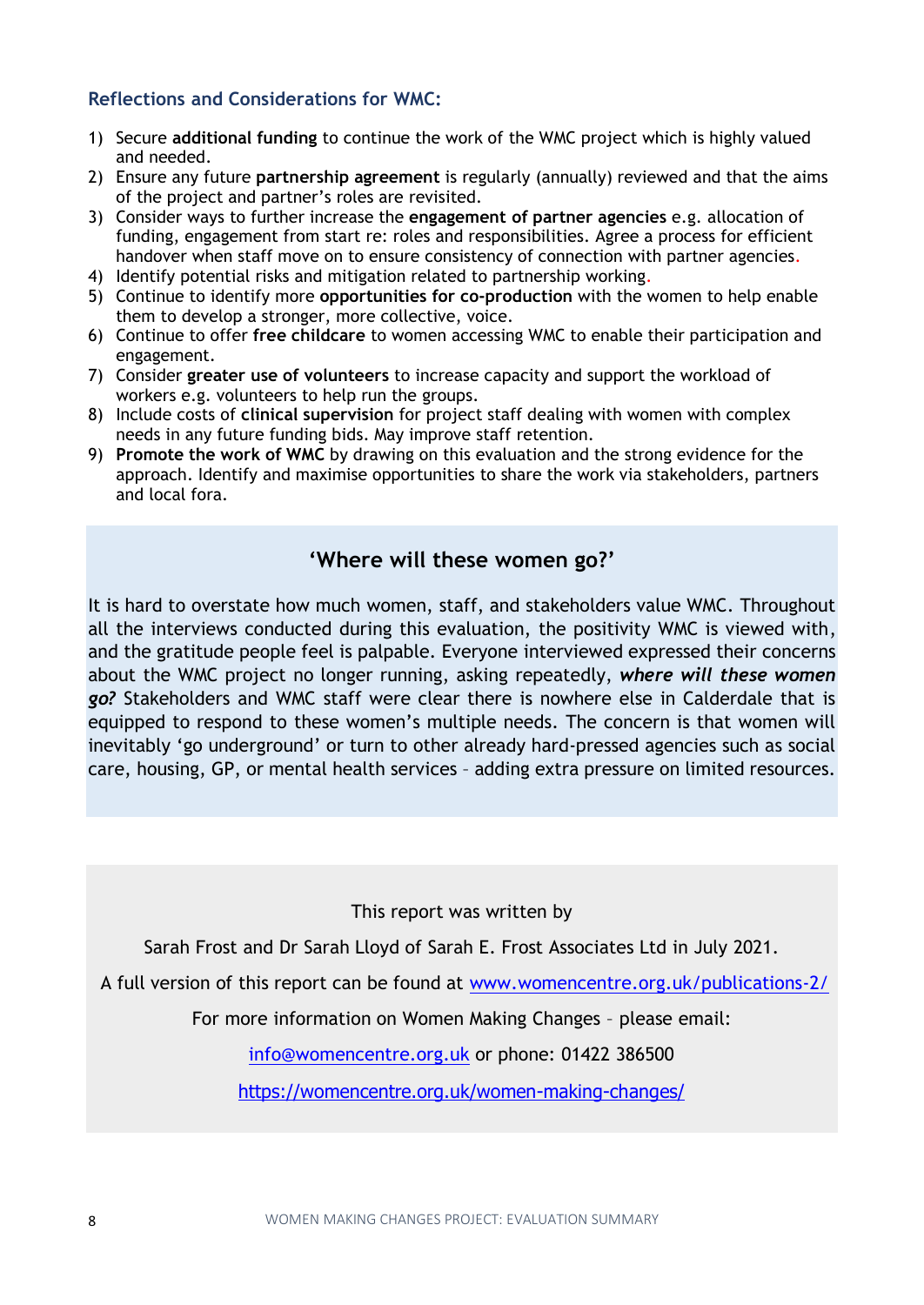### Reflections and Considerations for WMC:

1) Secure **additional funding** to continue the work of the WMC project which is highly valued and needed.
2) Ensure any future **partnership agreement** is regularly (annually) reviewed and that the aims of the project and partner's roles are revisited.
3) Consider ways to further increase the **engagement of partner agencies** e.g. allocation of funding, engagement from start re: roles and responsibilities. Agree a process for efficient handover when staff move on to ensure consistency of connection with partner agencies.
4) Identify potential risks and mitigation related to partnership working.
5) Continue to identify more **opportunities for co-production** with the women to help enable them to develop a stronger, more collective, voice.
6) Continue to offer **free childcare** to women accessing WMC to enable their participation and engagement.
7) Consider **greater use of volunteers** to increase capacity and support the workload of workers e.g. volunteers to help run the groups.
8) Include costs of **clinical supervision** for project staff dealing with women with complex needs in any future funding bids. May improve staff retention.
9) **Promote the work of WMC** by drawing on this evaluation and the strong evidence for the approach. Identify and maximise opportunities to share the work via stakeholders, partners and local fora.

## 'Where will these women go?'

It is hard to overstate how much women, staff, and stakeholders value WMC. Throughout all the interviews conducted during this evaluation, the positivity WMC is viewed with, and the gratitude people feel is palpable. Everyone interviewed expressed their concerns about the WMC project no longer running, asking repeatedly, ***where will these women go?*** Stakeholders and WMC staff were clear there is nowhere else in Calderdale that is equipped to respond to these women's multiple needs. The concern is that women will inevitably 'go underground' or turn to other already hard-pressed agencies such as social care, housing, GP, or mental health services – adding extra pressure on limited resources.

This report was written by

Sarah Frost and Dr Sarah Lloyd of Sarah E. Frost Associates Ltd in July 2021.

A full version of this report can be found at www.womencentre.org.uk/publications-2/

For more information on Women Making Changes – please email:

info@womencentre.org.uk or phone: 01422 386500

https://womencentre.org.uk/women-making-changes/